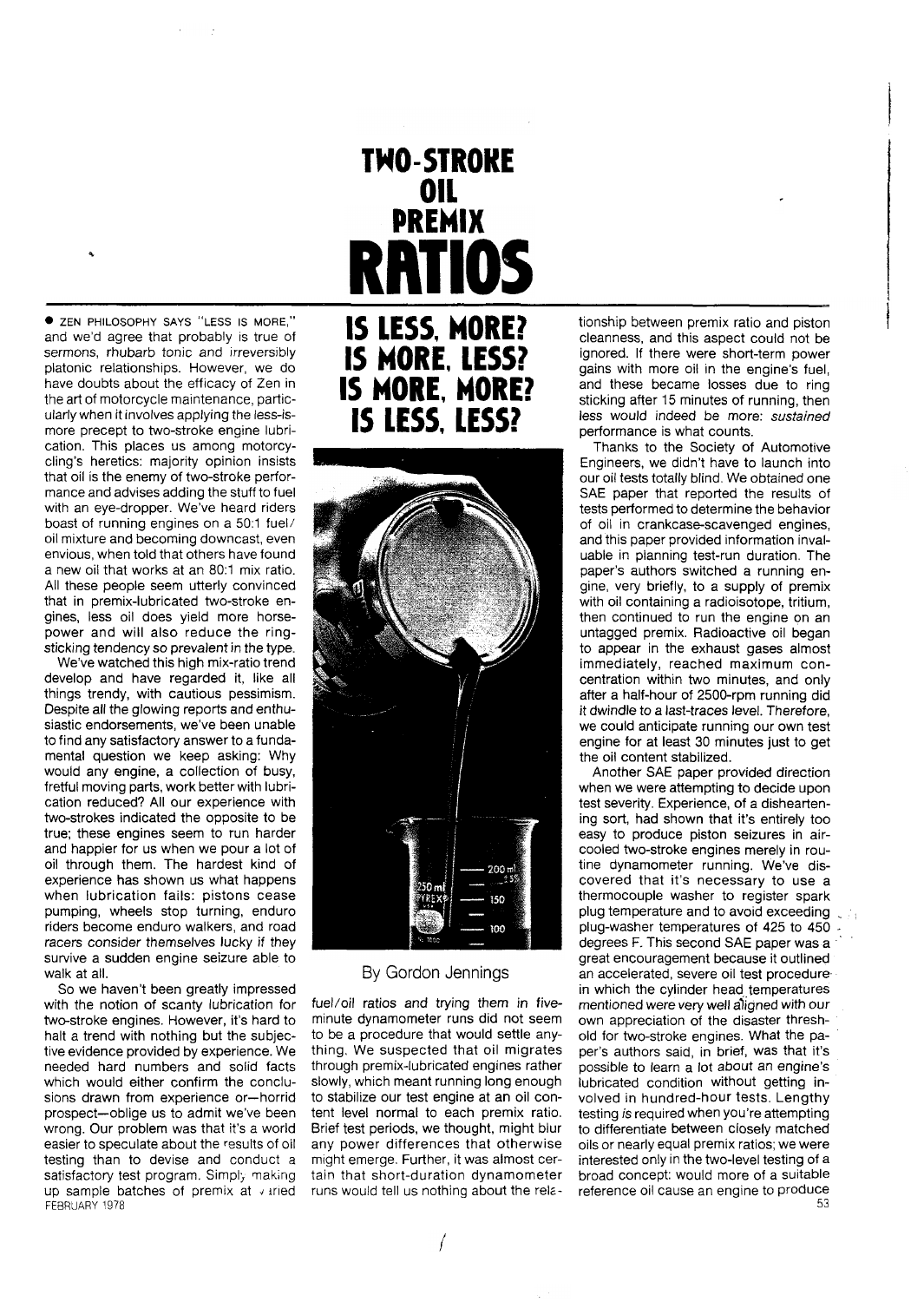# TWO-STROKE OIL PREMIX RATIOS

## IS LESS, MORE? IS MORE, LESS? IS MORE, MORE? IS LESS, LESS?

By Gordon Jennings

● ZEN PHILOSOPHY SAYS "LESS IS MORE," and we'd agree that probably is true of sermons, rhubarb tonic and irreversibly platonic relationships. However, we do have doubts about the efficacy of Zen in the art of motorcycle maintenance, particularly when it involves applying the less-is-more precept to two-stroke engine lubrication. This places us among motorcycling's heretics: majority opinion insists that oil is the enemy of two-stroke performance and advises adding the stuff to fuel with an eye-dropper. We've heard riders boast of running engines on a 50:1 fuel/oil mixture and becoming downcast, even envious, when told that others have found a new oil that works at an 80:1 mix ratio. All these people seem utterly convinced that in premix-lubricated two-stroke engines, less oil does yield more horsepower and will also reduce the ring-sticking tendency so prevalent in the type.

We've watched this high mix-ratio trend develop and have regarded it, like all things trendy, with cautious pessimism. Despite all the glowing reports and enthusiastic endorsements, we've been unable to find any satisfactory answer to a fundamental question we keep asking: Why would any engine, a collection of busy, fretful moving parts, work better with lubrication reduced? All our experience with two-strokes indicated the opposite to be true; these engines seem to run harder and happier for us when we pour a lot of oil through them. The hardest kind of experience has shown us what happens when lubrication fails: pistons cease pumping, wheels stop turning, enduro riders become enduro walkers, and road racers consider themselves lucky if they survive a sudden engine seizure able to walk at all.

So we haven't been greatly impressed with the notion of scanty lubrication for two-stroke engines. However, it's hard to halt a trend with nothing but the subjective evidence provided by experience. We needed hard numbers and solid facts which would either confirm the conclusions drawn from experience or—horrid prospect—oblige us to admit we've been wrong. Our problem was that it's a world easier to speculate about the results of oil testing than to devise and conduct a satisfactory test program. Simply making up sample batches of premix at varied fuel/oil ratios and trying them in five-minute dynamometer runs did not seem to be a procedure that would settle anything. We suspected that oil migrates through premix-lubricated engines rather slowly, which meant running long enough to stabilize our test engine at an oil content level normal to each premix ratio. Brief test periods, we thought, might blur any power differences that otherwise might emerge. Further, it was almost certain that short-duration dynamometer runs would tell us nothing about the relationship between premix ratio and piston cleanness, and this aspect could not be ignored. If there were short-term power gains with more oil in the engine's fuel, and these became losses due to ring sticking after 15 minutes of running, then less would indeed be more: *sustained* performance is what counts.

Thanks to the Society of Automotive Engineers, we didn't have to launch into our oil tests totally blind. We obtained one SAE paper that reported the results of tests performed to determine the behavior of oil in crankcase-scavenged engines, and this paper provided information invaluable in planning test-run duration. The paper's authors switched a running engine, very briefly, to a supply of premix with oil containing a radioisotope, tritium, then continued to run the engine on an untagged premix. Radioactive oil began to appear in the exhaust gases almost immediately, reached maximum concentration within two minutes, and only after a half-hour of 2500-rpm running did it dwindle to a last-traces level. Therefore, we could anticipate running our own test engine for at least 30 minutes just to get the oil content stabilized.

Another SAE paper provided direction when we were attempting to decide upon test severity. Experience, of a disheartening sort, had shown that it's entirely too easy to produce piston seizures in air-cooled two-stroke engines merely in routine dynamometer running. We've discovered that it's necessary to use a thermocouple washer to register spark plug temperature and to avoid exceeding plug-washer temperatures of 425 to 450 degrees F. This second SAE paper was a great encouragement because it outlined an accelerated, severe oil test procedure in which the cylinder head temperatures mentioned were very well aligned with our own appreciation of the disaster threshold for two-stroke engines. What the paper's authors said, in brief, was that it's possible to learn a lot about an engine's lubricated condition without getting involved in hundred-hour tests. Lengthy testing *is* required when you're attempting to differentiate between closely matched oils or nearly equal premix ratios; we were interested only in the two-level testing of a broad concept: would more of a suitable reference oil cause an engine to produce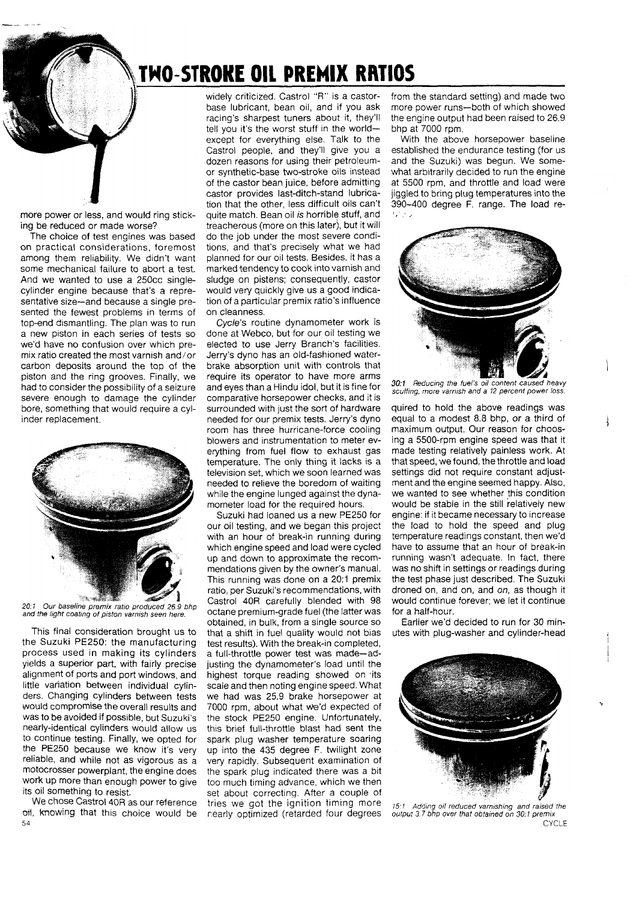# TWO-STROKE OIL PREMIX RATIOS

more power or less, and would ring sticking be reduced or made worse?

The choice of test engines was based on practical considerations, foremost among them reliability. We didn't want some mechanical failure to abort a test. And we wanted to use a 250cc single-cylinder engine because that's a representative size—and because a single presented the fewest problems in terms of top-end dismantling. The plan was to run a new piston in each series of tests so we'd have no confusion over which premix ratio created the most varnish and/or carbon deposits around the top of the piston and the ring grooves. Finally, we had to consider the possibility of a seizure severe enough to damage the cylinder bore, something that would require a cylinder replacement.

*20:1 Our baseline premix ratio produced 26.9 bhp and the light coating of piston varnish seen here.*

This final consideration brought us to the Suzuki PE250: the manufacturing process used in making its cylinders yields a superior part, with fairly precise alignment of ports and port windows, and little variation between individual cylinders. Changing cylinders between tests would compromise the overall results and was to be avoided if possible, but Suzuki's nearly-identical cylinders would allow us to continue testing. Finally, we opted for the PE250 because we know it's very reliable, and while not as vigorous as a motocrosser powerplant, the engine does work up more than enough power to give its oil something to resist.

We chose Castrol 40R as our reference oil, knowing that this choice would be widely criticized. Castrol "R" is a castor-base lubricant, bean oil, and if you ask racing's sharpest tuners about it, they'll tell you it's the worst stuff in the world—except for everything else. Talk to the Castrol people, and they'll give you a dozen reasons for using their petroleum- or synthetic-base two-stroke oils instead of the castor bean juice, before admitting castor provides last-ditch-stand lubrication that the other, less difficult oils can't quite match. Bean oil *is* horrible stuff, and treacherous (more on this later), but it will do the job under the most severe conditions, and that's precisely what we had planned for our oil tests. Besides, it has a marked tendency to cook into varnish and sludge on pistons; consequently, castor would very quickly give us a good indication of a particular premix ratio's influence on cleanness.

*Cycle*'s routine dynamometer work is done at Webco, but for our oil testing we elected to use Jerry Branch's facilities. Jerry's dyno has an old-fashioned water-brake absorption unit with controls that require its operator to have more arms and eyes than a Hindu idol, but it is fine for comparative horsepower checks, and it is surrounded with just the sort of hardware needed for our premix tests. Jerry's dyno room has three hurricane-force cooling blowers and instrumentation to meter everything from fuel flow to exhaust gas temperature. The only thing it lacks is a television set, which we soon learned was needed to relieve the boredom of waiting while the engine lunged against the dynamometer load for the required hours.

Suzuki had loaned us a new PE250 for our oil testing, and we began this project with an hour of break-in running during which engine speed and load were cycled up and down to approximate the recommendations given by the owner's manual. This running was done on a 20:1 premix ratio, per Suzuki's recommendations, with Castrol 40R carefully blended with 98 octane premium-grade fuel (the latter was obtained, in bulk, from a single source so that a shift in fuel quality would not bias test results). With the break-in completed, a full-throttle power test was made—adjusting the dynamometer's load until the highest torque reading showed on its scale and then noting engine speed. What we had was 25.9 brake horsepower at 7000 rpm, about what we'd expected of the stock PE250 engine. Unfortunately, this brief full-throttle blast had sent the spark plug washer temperature soaring up into the 435 degree F. twilight zone very rapidly. Subsequent examination of the spark plug indicated there was a bit too much timing advance, which we then set about correcting. After a couple of tries we got the ignition timing more nearly optimized (retarded four degrees from the standard setting) and made two more power runs—both of which showed the engine output had been raised to 26.9 bhp at 7000 rpm.

With the above horsepower baseline established the endurance testing (for us and the Suzuki) was begun. We somewhat arbitrarily decided to run the engine at 5500 rpm, and throttle and load were jiggled to bring plug temperatures into the 390–400 degree F. range. The load required to hold the above readings was equal to a modest 8.8 bhp, or a third of maximum output. Our reason for choosing a 5500-rpm engine speed was that it made testing relatively painless work. At that speed, we found, the throttle and load settings did not require constant adjustment and the engine seemed happy. Also, we wanted to see whether this condition would be stable in the still relatively new engine: if it became necessary to increase the load to hold the speed and plug temperature readings constant, then we'd have to assume that an hour of break-in running wasn't adequate. In fact, there was no shift in settings or readings during the test phase just described. The Suzuki droned on, and on, and *on,* as though it would continue forever; we let it continue for a half-hour.

*30:1 Reducing the fuel's oil content caused heavy scuffing, more varnish and a 12 percent power loss.*

Earlier we'd decided to run for 30 minutes with plug-washer and cylinder-head

*15:1 Adding oil reduced varnishing and raised the output 3.7 bhp over that obtained on 30:1 premix*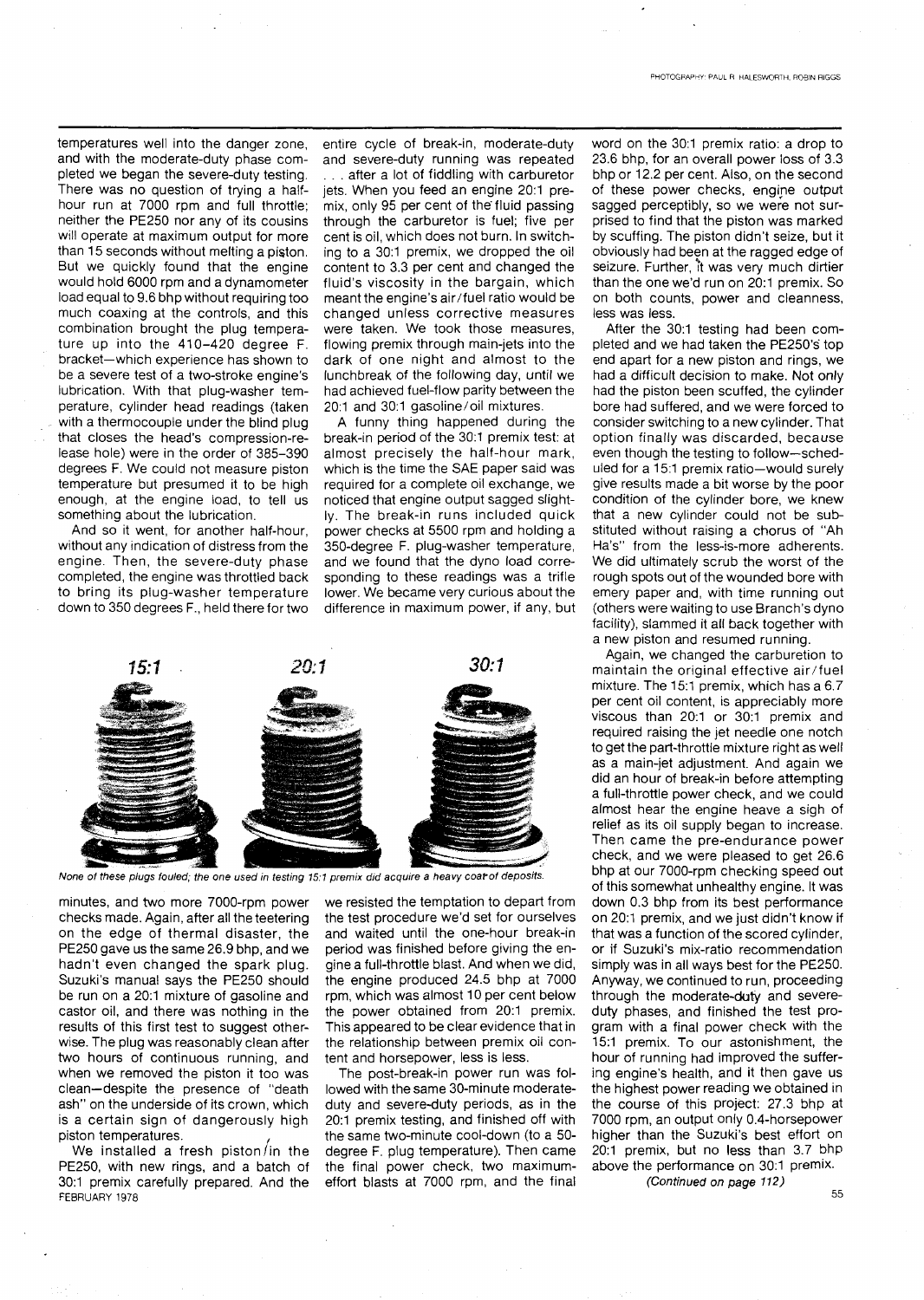temperatures well into the danger zone, and with the moderate-duty phase completed we began the severe-duty testing. There was no question of trying a half-hour run at 7000 rpm and full throttle; neither the PE250 nor any of its cousins will operate at maximum output for more than 15 seconds without melting a piston. But we quickly found that the engine would hold 6000 rpm and a dynamometer load equal to 9.6 bhp without requiring too much coaxing at the controls, and this combination brought the plug temperature up into the 410–420 degree F. bracket—which experience has shown to be a severe test of a two-stroke engine's lubrication. With that plug-washer temperature, cylinder head readings (taken with a thermocouple under the blind plug that closes the head's compression-release hole) were in the order of 385–390 degrees F. We could not measure piston temperature but presumed it to be high enough, at the engine load, to tell us something about the lubrication.

And so it went, for another half-hour, without any indication of distress from the engine. Then, the severe-duty phase completed, the engine was throttled back to bring its plug-washer temperature down to 350 degrees F., held there for two minutes, and two more 7000-rpm power checks made. Again, after all the teetering on the edge of thermal disaster, the PE250 gave us the same 26.9 bhp, and we hadn't even changed the spark plug. Suzuki's manual says the PE250 should be run on a 20:1 mixture of gasoline and castor oil, and there was nothing in the results of this first test to suggest otherwise. The plug was reasonably clean after two hours of continuous running, and when we removed the piston it too was clean—despite the presence of "death ash" on the underside of its crown, which is a certain sign of dangerously high piston temperatures.

We installed a fresh piston in the PE250, with new rings, and a batch of 30:1 premix carefully prepared. And the entire cycle of break-in, moderate-duty and severe-duty running was repeated . . . after a lot of fiddling with carburetor jets. When you feed an engine 20:1 premix, only 95 per cent of the fluid passing through the carburetor is fuel; five per cent is oil, which does not burn. In switching to a 30:1 premix, we dropped the oil content to 3.3 per cent and changed the fluid's viscosity in the bargain, which meant the engine's air/fuel ratio would be changed unless corrective measures were taken. We took those measures, flowing premix through main-jets into the dark of one night and almost to the lunchbreak of the following day, until we had achieved fuel-flow parity between the 20:1 and 30:1 gasoline/oil mixtures.

A funny thing happened during the break-in period of the 30:1 premix test: at almost precisely the half-hour mark, which is the time the SAE paper said was required for a complete oil exchange, we noticed that engine output sagged slightly. The break-in runs included quick power checks at 5500 rpm and holding a 350-degree F. plug-washer temperature, and we found that the dyno load corresponding to these readings was a trifle lower. We became very curious about the difference in maximum power, if any, but we resisted the temptation to depart from the test procedure we'd set for ourselves and waited until the one-hour break-in period was finished before giving the engine a full-throttle blast. And when we did, the engine produced 24.5 bhp at 7000 rpm, which was almost 10 per cent below the power obtained from 20:1 premix. This appeared to be clear evidence that in the relationship between premix oil content and horsepower, less is less.

The post-break-in power run was followed with the same 30-minute moderate-duty and severe-duty periods, as in the 20:1 premix testing, and finished off with the same two-minute cool-down (to a 50-degree F. plug temperature). Then came the final power check, two maximum-effort blasts at 7000 rpm, and the final word on the 30:1 premix ratio: a drop to 23.6 bhp, for an overall power loss of 3.3 bhp or 12.2 per cent. Also, on the second of these power checks, engine output sagged perceptibly, so we were not surprised to find that the piston was marked by scuffing. The piston didn't seize, but it obviously had been at the ragged edge of seizure. Further, it was very much dirtier than the one we'd run on 20:1 premix. So on both counts, power and cleanness, less was less.

After the 30:1 testing had been completed and we had taken the PE250's top end apart for a new piston and rings, we had a difficult decision to make. Not only had the piston been scuffed, the cylinder bore had suffered, and we were forced to consider switching to a new cylinder. That option finally was discarded, because even though the testing to follow—scheduled for a 15:1 premix ratio—would surely give results made a bit worse by the poor condition of the cylinder bore, we knew that a new cylinder could not be substituted without raising a chorus of "Ah Ha's" from the less-is-more adherents. We did ultimately scrub the worst of the rough spots out of the wounded bore with emery paper and, with time running out (others were waiting to use Branch's dyno facility), slammed it all back together with a new piston and resumed running.

Again, we changed the carburetion to maintain the original effective air/fuel mixture. The 15:1 premix, which has a 6.7 per cent oil content, is appreciably more viscous than 20:1 or 30:1 premix and required raising the jet needle one notch to get the part-throttle mixture right as well as a main-jet adjustment. And again we did an hour of break-in before attempting a full-throttle power check, and we could almost hear the engine heave a sigh of relief as its oil supply began to increase. Then came the pre-endurance power check, and we were pleased to get 26.6 bhp at our 7000-rpm checking speed out of this somewhat unhealthy engine. It was down 0.3 bhp from its best performance on 20:1 premix, and we just didn't know if that was a function of the scored cylinder, or if Suzuki's mix-ratio recommendation simply was in all ways best for the PE250. Anyway, we continued to run, proceeding through the moderate-duty and severe-duty phases, and finished the test program with a final power check with the 15:1 premix. To our astonishment, the hour of running had improved the suffering engine's health, and it then gave us the highest power reading we obtained in the course of this project: 27.3 bhp at 7000 rpm, an output only 0.4-horsepower higher than the Suzuki's best effort on 20:1 premix, but no less than 3.7 bhp above the performance on 30:1 premix.

*(Continued on page 112)*

**15:1** **20:1** **30:1**

*None of these plugs fouled; the one used in testing 15:1 premix did acquire a heavy coat of deposits.*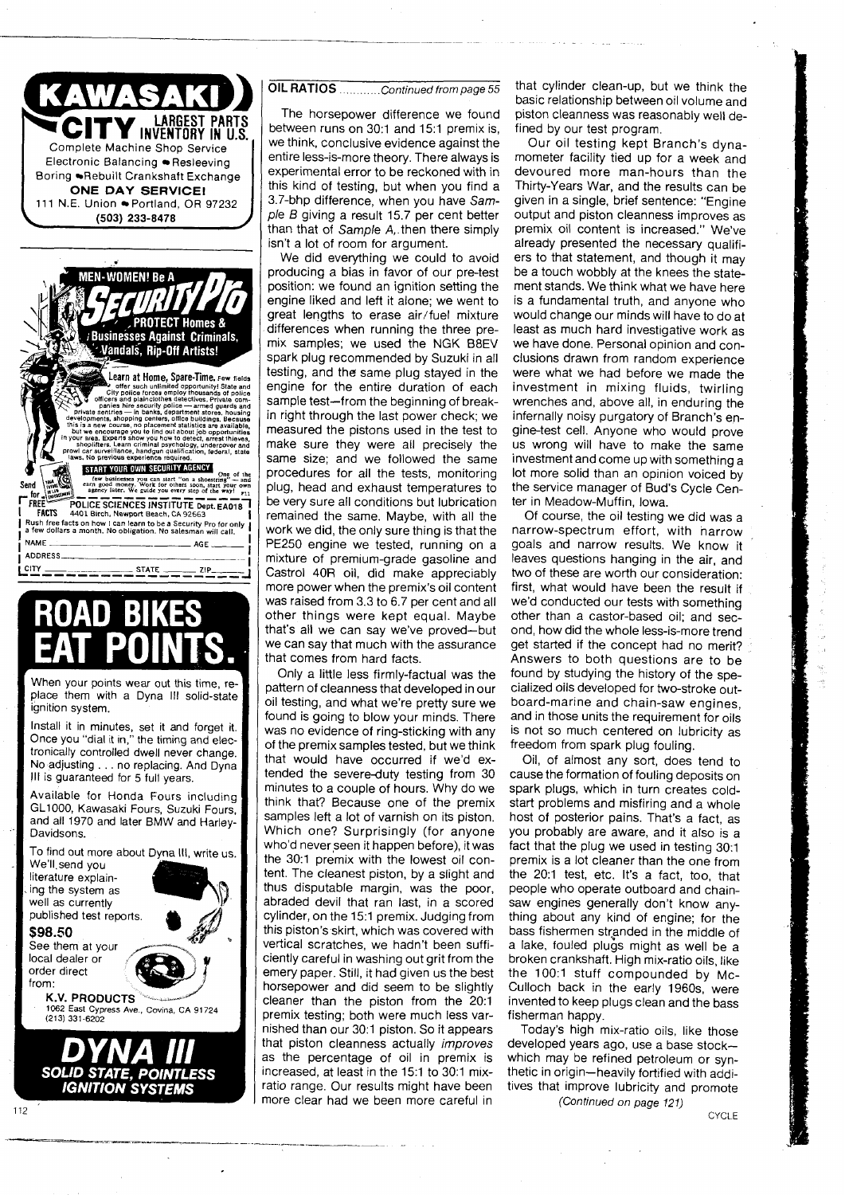# KAWASAKI CITY

LARGEST PARTS INVENTORY IN U.S.

Complete Machine Shop Service
Electronic Balancing • Resleeving
Boring • Rebuilt Crankshaft Exchange

**ONE DAY SERVICE!**

111 N.E. Union • Portland, OR 97232
(503) 233-8478

---

MEN-WOMEN! Be A

# SECURITY PRO

PROTECT Homes & Businesses Against Criminals, Vandals, Rip-Off Artists!

Learn at Home, Spare-Time. Few fields offer such unlimited opportunity! State and City police forces employ thousands of police officers and plainclothes detectives. Private companies hire security police — armed guards and private sentries — in banks, department stores, housing developments, shopping centers, office buildings. Because this is a new course, no placement statistics are available, but we encourage you to find out about job opportunities in your area. Experts show you how to detect, arrest thieves, shoplifters. Learn criminal psychology, undercover and prowl car surveillance, handgun qualification, federal, state laws. No previous experience required.

START YOUR OWN SECURITY AGENCY. One of the few businesses you can start "on a shoestring" — and earn good money. Work for others soon, start your own agency later. We guide you every step of the way!

Send for FREE FACTS

POLICE SCIENCES INSTITUTE Dept. EA018
4401 Birch, Newport Beach, CA 92663

Rush free facts on how I can learn to be a Security Pro for only a few dollars a month. No obligation. No salesman will call.

NAME ____ AGE ____
ADDRESS ____
CITY ____ STATE ____ ZIP ____

---

# ROAD BIKES EAT POINTS.

When your points wear out this time, replace them with a Dyna III solid-state ignition system.

Install it in minutes, set it and forget it. Once you "dial it in," the timing and electronically controlled dwell never change. No adjusting . . . no replacing. And Dyna III is guaranteed for 5 full years.

Available for Honda Fours including GL1000, Kawasaki Fours, Suzuki Fours, and all 1970 and later BMW and Harley-Davidsons.

To find out more about Dyna III, write us. We'll send you literature explaining the system as well as currently published test reports.

**$98.50**

See them at your local dealer or order direct from:

**K.V. PRODUCTS**
1062 East Cypress Ave., Covina, CA 91724
(213) 331-6202

**DYNA III**
**SOLID STATE, POINTLESS IGNITION SYSTEMS**

---

**OIL RATIOS** ............*Continued from page 55*

The horsepower difference we found between runs on 30:1 and 15:1 premix is, we think, conclusive evidence against the entire less-is-more theory. There always is experimental error to be reckoned with in this kind of testing, but when you find a 3.7-bhp difference, when you have *Sample B* giving a result 15.7 per cent better than that of *Sample A*, then there simply isn't a lot of room for argument.

We did everything we could to avoid producing a bias in favor of our pre-test position: we found an ignition setting the engine liked and left it alone; we went to great lengths to erase air/fuel mixture differences when running the three premix samples; we used the NGK B8EV spark plug recommended by Suzuki in all testing, and the same plug stayed in the engine for the entire duration of each sample test—from the beginning of break-in right through the last power check; we measured the pistons used in the test to make sure they were all precisely the same size; and we followed the same procedures for all the tests, monitoring plug, head and exhaust temperatures to be very sure all conditions but lubrication remained the same. Maybe, with all the work we did, the only sure thing is that the PE250 engine we tested, running on a mixture of premium-grade gasoline and Castrol 40R oil, did make appreciably more power when the premix's oil content was raised from 3.3 to 6.7 per cent and all other things were kept equal. Maybe that's all we can say we've proved—but we can say that much with the assurance that comes from hard facts.

Only a little less firmly-factual was the pattern of cleanness that developed in our oil testing, and what we're pretty sure we found is going to blow your minds. There was no evidence of ring-sticking with any of the premix samples tested, but we think that would have occurred if we'd extended the severe-duty testing from 30 minutes to a couple of hours. Why do we think that? Because one of the premix samples left a lot of varnish on its piston. Which one? Surprisingly (for anyone who'd never seen it happen before), it was the 30:1 premix with the lowest oil content. The cleanest piston, by a slight and thus disputable margin, was the poor, abraded devil that ran last, in a scored cylinder, on the 15:1 premix. Judging from this piston's skirt, which was covered with vertical scratches, we hadn't been sufficiently careful in washing out grit from the emery paper. Still, it had given us the best horsepower and did seem to be slightly cleaner than the piston from the 20:1 premix testing; both were much less varnished than our 30:1 piston. So it appears that piston cleanness actually *improves* as the percentage of oil in premix is increased, at least in the 15:1 to 30:1 mix-ratio range. Our results might have been more clear had we been more careful in that cylinder clean-up, but we think the basic relationship between oil volume and piston cleanness was reasonably well defined by our test program.

Our oil testing kept Branch's dynamometer facility tied up for a week and devoured more man-hours than the Thirty-Years War, and the results can be given in a single, brief sentence: "Engine output and piston cleanness improves as premix oil content is increased." We've already presented the necessary qualifiers to that statement, and though it may be a touch wobbly at the knees the statement stands. We think what we have here is a fundamental truth, and anyone who would change our minds will have to do at least as much hard investigative work as we have done. Personal opinion and conclusions drawn from random experience were what we had before we made the investment in mixing fluids, twirling wrenches and, above all, in enduring the infernally noisy purgatory of Branch's engine-test cell. Anyone who would prove us wrong will have to make the same investment and come up with something a lot more solid than an opinion voiced by the service manager of Bud's Cycle Center in Meadow-Muffin, Iowa.

Of course, the oil testing we did was a narrow-spectrum effort, with narrow goals and narrow results. We know it leaves questions hanging in the air, and two of these are worth our consideration: first, what would have been the result if we'd conducted our tests with something other than a castor-based oil; and second, how did the whole less-is-more trend get started if the concept had no merit? Answers to both questions are to be found by studying the history of the specialized oils developed for two-stroke outboard-marine and chain-saw engines, and in those units the requirement for oils is not so much centered on lubricity as freedom from spark plug fouling.

Oil, of almost any sort, does tend to cause the formation of fouling deposits on spark plugs, which in turn creates cold-start problems and misfiring and a whole host of posterior pains. That's a fact, as you probably are aware, and it also is a fact that the plug we used in testing 30:1 premix is a lot cleaner than the one from the 20:1 test, etc. It's a fact, too, that people who operate outboard and chain-saw engines generally don't know anything about any kind of engine; for the bass fishermen stranded in the middle of a lake, fouled plugs might as well be a broken crankshaft. High mix-ratio oils, like the 100:1 stuff compounded by McCulloch back in the early 1960s, were invented to keep plugs clean and the bass fisherman happy.

Today's high mix-ratio oils, like those developed years ago, use a base stock—which may be refined petroleum or synthetic in origin—heavily fortified with additives that improve lubricity and promote

*(Continued on page 121)*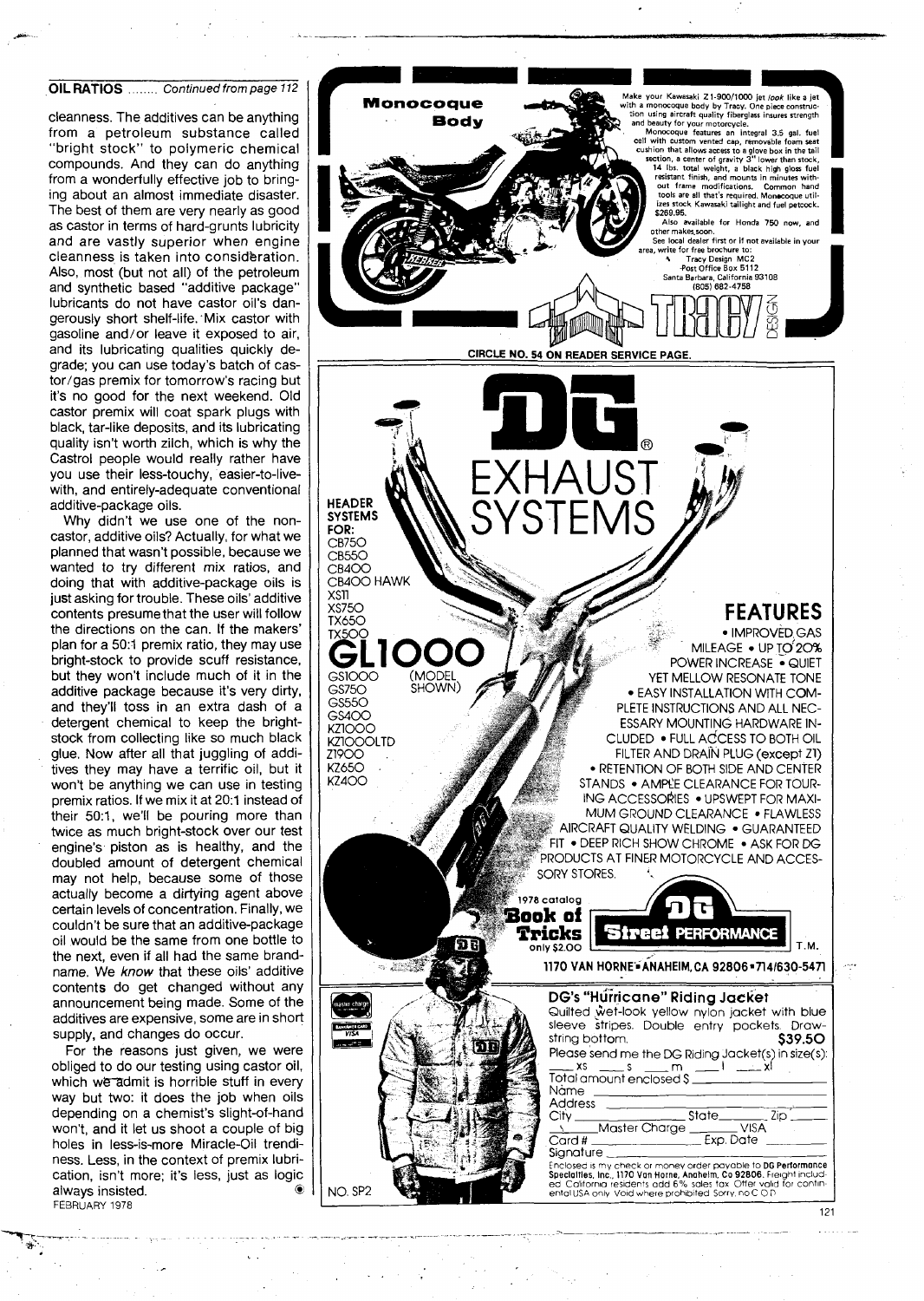**OIL RATIOS** ........ *Continued from page 112*

cleanness. The additives can be anything from a petroleum substance called "bright stock" to polymeric chemical compounds. And they can do anything from a wonderfully effective job to bringing about an almost immediate disaster. The best of them are very nearly as good as castor in terms of hard-grunts lubricity and are vastly superior when engine cleanness is taken into consideration. Also, most (but not all) of the petroleum and synthetic based "additive package" lubricants do not have castor oil's dangerously short shelf-life. Mix castor with gasoline and/or leave it exposed to air, and its lubricating qualities quickly degrade; you can use today's batch of castor/gas premix for tomorrow's racing but it's no good for the next weekend. Old castor premix will coat spark plugs with black, tar-like deposits, and its lubricating quality isn't worth zilch, which is why the Castrol people would really rather have you use their less-touchy, easier-to-live-with, and entirely-adequate conventional additive-package oils.

Why didn't we use one of the non-castor, additive oils? Actually, for what we planned that wasn't possible, because we wanted to try different *mix* ratios, and doing that with additive-package oils is just asking for trouble. These oils' additive contents presume that the user will follow the directions on the can. If the makers' plan for a 50:1 premix ratio, they may use bright-stock to provide scuff resistance, but they won't include much of it in the additive package because it's very dirty, and they'll toss in an extra dash of a detergent chemical to keep the bright-stock from collecting like so much black glue. Now after all that juggling of additives they may have a terrific oil, but it won't be anything we can use in testing premix ratios. If we mix it at 20:1 instead of their 50:1, we'll be pouring more than twice as much bright-stock over our test engine's piston as is healthy, and the doubled amount of detergent chemical may not help, because some of those actually become a dirtying agent above certain levels of concentration. Finally, we couldn't be sure that an additive-package oil would be the same from one bottle to the next, even if all had the same brand-name. We *know* that these oils' additive contents do get changed without any announcement being made. Some of the additives are expensive, some are in short supply, and changes do occur.

For the reasons just given, we were obliged to do our testing using castor oil, which we admit is horrible stuff in every way but two: it does the job when oils depending on a chemist's slight-of-hand won't, and it let us shoot a couple of big holes in less-is-more Miracle-Oil trendiness. Less, in the context of premix lubrication, isn't more; it's less, just as logic always insisted.

---

**Monocoque Body**

Make your Kawasaki Z1-900/1000 jet *look* like a jet with a monocoque body by Tracy. One piece construction using aircraft quality fiberglass insures strength and beauty for your motorcycle.

Monocoque features an integral 3.5 gal. fuel cell with custom vented cap, removable foam seat cushion that allows access to a glove box in the tail section, a center of gravity 3" lower than stock, 14 lbs. total weight, a black high gloss fuel resistant finish, and mounts in minutes without frame modifications. Common hand tools are all that's required. Monocoque utilizes stock Kawasaki taillight and fuel petcock. $269.95.

Also available for Honda 750 now, and other makes soon.

See local dealer first or if not available in your area, write for free brochure to:
Tracy Design MC2
Post Office Box 5112
Santa Barbara, California 93108
(805) 682-4758

TRACY DESIGN

CIRCLE NO. 54 ON READER SERVICE PAGE.

---

**DG® EXHAUST SYSTEMS**

**HEADER SYSTEMS FOR:**
CB750
CB550
CB400
CB400 HAWK
XS11
XS750
TX650
TX500
**GL1000**
GS1000 (MODEL SHOWN)
GS750
GS550
GS400
KZ1000
KZ1000LTD
Z1900
KZ650
KZ400

**FEATURES**
• IMPROVED GAS MILEAGE • UP TO 20% POWER INCREASE • QUIET YET MELLOW RESONATE TONE • EASY INSTALLATION WITH COMPLETE INSTRUCTIONS AND ALL NECESSARY MOUNTING HARDWARE INCLUDED • FULL ACCESS TO BOTH OIL FILTER AND DRAIN PLUG (except Z1) • RETENTION OF BOTH SIDE AND CENTER STANDS • AMPLE CLEARANCE FOR TOURING ACCESSORIES • UPSWEPT FOR MAXIMUM GROUND CLEARANCE • FLAWLESS AIRCRAFT QUALITY WELDING • GUARANTEED FIT • DEEP RICH SHOW CHROME • ASK FOR DG PRODUCTS AT FINER MOTORCYCLE AND ACCESSORY STORES.

1978 catalog **Book of Tricks** only $2.00

**DG Street PERFORMANCE** T.M.

1170 VAN HORNE • ANAHEIM, CA 92806 • 714/630-5471

**DG's "Hurricane" Riding Jacket**

Quilted wet-look yellow nylon jacket with blue sleeve stripes. Double entry pockets. Drawstring bottom. **$39.50**

Please send me the DG Riding Jacket(s) in size(s): \_\_\_ XS \_\_\_ S \_\_\_ m \_\_\_ l \_\_\_ xl

Total amount enclosed $\_\_\_\_\_\_
Name \_\_\_\_\_\_
Address \_\_\_\_\_\_
City \_\_\_\_\_\_ State \_\_\_\_\_\_ Zip \_\_\_\_\_\_
\_\_\_ Master Charge \_\_\_ VISA
Card # \_\_\_\_\_\_ Exp. Date \_\_\_\_\_\_
Signature \_\_\_\_\_\_

Enclosed is my check or money order payable to **DG Performance Specialties, Inc., 1170 Van Horne, Anaheim, Ca 92806.** Freight included. California residents add 6% sales tax. Offer valid for continental USA only. Void where prohibited. Sorry, no C.O.D.

NO. SP2